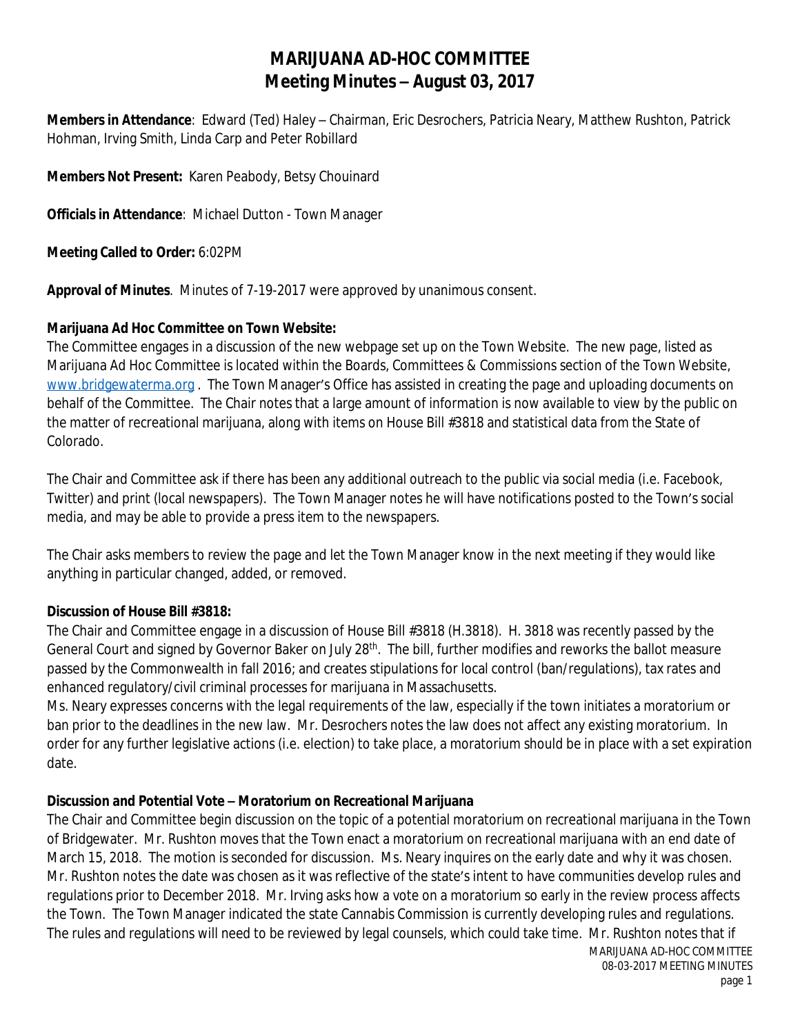# MARIJUANA AD-HOC COMMITTEE
# Meeting Minutes – August 03, 2017

**Members in Attendance**: Edward (Ted) Haley – Chairman, Eric Desrochers, Patricia Neary, Matthew Rushton, Patrick Hohman, Irving Smith, Linda Carp and Peter Robillard

**Members Not Present:** Karen Peabody, Betsy Chouinard

**Officials in Attendance**: Michael Dutton - Town Manager

**Meeting Called to Order:** 6:02PM

**Approval of Minutes**. Minutes of 7-19-2017 were approved by unanimous consent.

**Marijuana Ad Hoc Committee on Town Website:**

The Committee engages in a discussion of the new webpage set up on the Town Website. The new page, listed as Marijuana Ad Hoc Committee is located within the Boards, Committees & Commissions section of the Town Website, [www.bridgewaterma.org](http://www.bridgewaterma.org) . The Town Manager's Office has assisted in creating the page and uploading documents on behalf of the Committee. The Chair notes that a large amount of information is now available to view by the public on the matter of recreational marijuana, along with items on House Bill #3818 and statistical data from the State of Colorado.

The Chair and Committee ask if there has been any additional outreach to the public via social media (i.e. Facebook, Twitter) and print (local newspapers). The Town Manager notes he will have notifications posted to the Town's social media, and may be able to provide a press item to the newspapers.

The Chair asks members to review the page and let the Town Manager know in the next meeting if they would like anything in particular changed, added, or removed.

**Discussion of House Bill #3818:**

The Chair and Committee engage in a discussion of House Bill #3818 (H.3818). H. 3818 was recently passed by the General Court and signed by Governor Baker on July 28th. The bill, further modifies and reworks the ballot measure passed by the Commonwealth in fall 2016; and creates stipulations for local control (ban/regulations), tax rates and enhanced regulatory/civil criminal processes for marijuana in Massachusetts.

Ms. Neary expresses concerns with the legal requirements of the law, especially if the town initiates a moratorium or ban prior to the deadlines in the new law. Mr. Desrochers notes the law does not affect any existing moratorium. In order for any further legislative actions (i.e. election) to take place, a moratorium should be in place with a set expiration date.

**Discussion and Potential Vote – Moratorium on Recreational Marijuana**

The Chair and Committee begin discussion on the topic of a potential moratorium on recreational marijuana in the Town of Bridgewater. Mr. Rushton moves that the Town enact a moratorium on recreational marijuana with an end date of March 15, 2018. The motion is seconded for discussion. Ms. Neary inquires on the early date and why it was chosen. Mr. Rushton notes the date was chosen as it was reflective of the state's intent to have communities develop rules and regulations prior to December 2018. Mr. Irving asks how a vote on a moratorium so early in the review process affects the Town. The Town Manager indicated the state Cannabis Commission is currently developing rules and regulations. The rules and regulations will need to be reviewed by legal counsels, which could take time. Mr. Rushton notes that if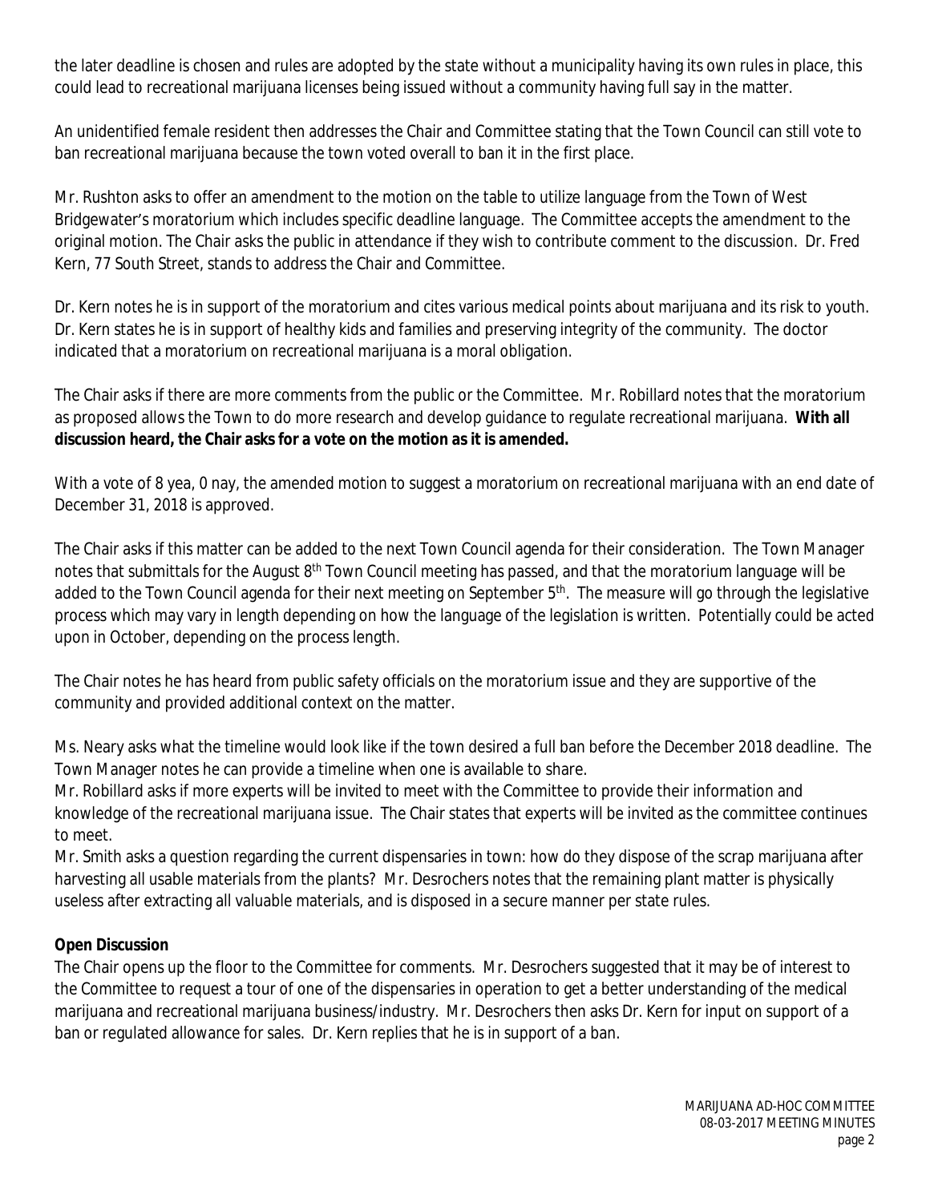the later deadline is chosen and rules are adopted by the state without a municipality having its own rules in place, this could lead to recreational marijuana licenses being issued without a community having full say in the matter.

An unidentified female resident then addresses the Chair and Committee stating that the Town Council can still vote to ban recreational marijuana because the town voted overall to ban it in the first place.

Mr. Rushton asks to offer an amendment to the motion on the table to utilize language from the Town of West Bridgewater's moratorium which includes specific deadline language. The Committee accepts the amendment to the original motion. The Chair asks the public in attendance if they wish to contribute comment to the discussion. Dr. Fred Kern, 77 South Street, stands to address the Chair and Committee.

Dr. Kern notes he is in support of the moratorium and cites various medical points about marijuana and its risk to youth. Dr. Kern states he is in support of healthy kids and families and preserving integrity of the community. The doctor indicated that a moratorium on recreational marijuana is a moral obligation.

The Chair asks if there are more comments from the public or the Committee. Mr. Robillard notes that the moratorium as proposed allows the Town to do more research and develop guidance to regulate recreational marijuana. **With all discussion heard, the Chair asks for a vote on the motion as it is amended.**

With a vote of 8 yea, 0 nay, the amended motion to suggest a moratorium on recreational marijuana with an end date of December 31, 2018 is approved.

The Chair asks if this matter can be added to the next Town Council agenda for their consideration. The Town Manager notes that submittals for the August 8th Town Council meeting has passed, and that the moratorium language will be added to the Town Council agenda for their next meeting on September 5th. The measure will go through the legislative process which may vary in length depending on how the language of the legislation is written. Potentially could be acted upon in October, depending on the process length.

The Chair notes he has heard from public safety officials on the moratorium issue and they are supportive of the community and provided additional context on the matter.

Ms. Neary asks what the timeline would look like if the town desired a full ban before the December 2018 deadline. The Town Manager notes he can provide a timeline when one is available to share.
Mr. Robillard asks if more experts will be invited to meet with the Committee to provide their information and knowledge of the recreational marijuana issue. The Chair states that experts will be invited as the committee continues to meet.
Mr. Smith asks a question regarding the current dispensaries in town: how do they dispose of the scrap marijuana after harvesting all usable materials from the plants? Mr. Desrochers notes that the remaining plant matter is physically useless after extracting all valuable materials, and is disposed in a secure manner per state rules.

**Open Discussion**
The Chair opens up the floor to the Committee for comments. Mr. Desrochers suggested that it may be of interest to the Committee to request a tour of one of the dispensaries in operation to get a better understanding of the medical marijuana and recreational marijuana business/industry. Mr. Desrochers then asks Dr. Kern for input on support of a ban or regulated allowance for sales. Dr. Kern replies that he is in support of a ban.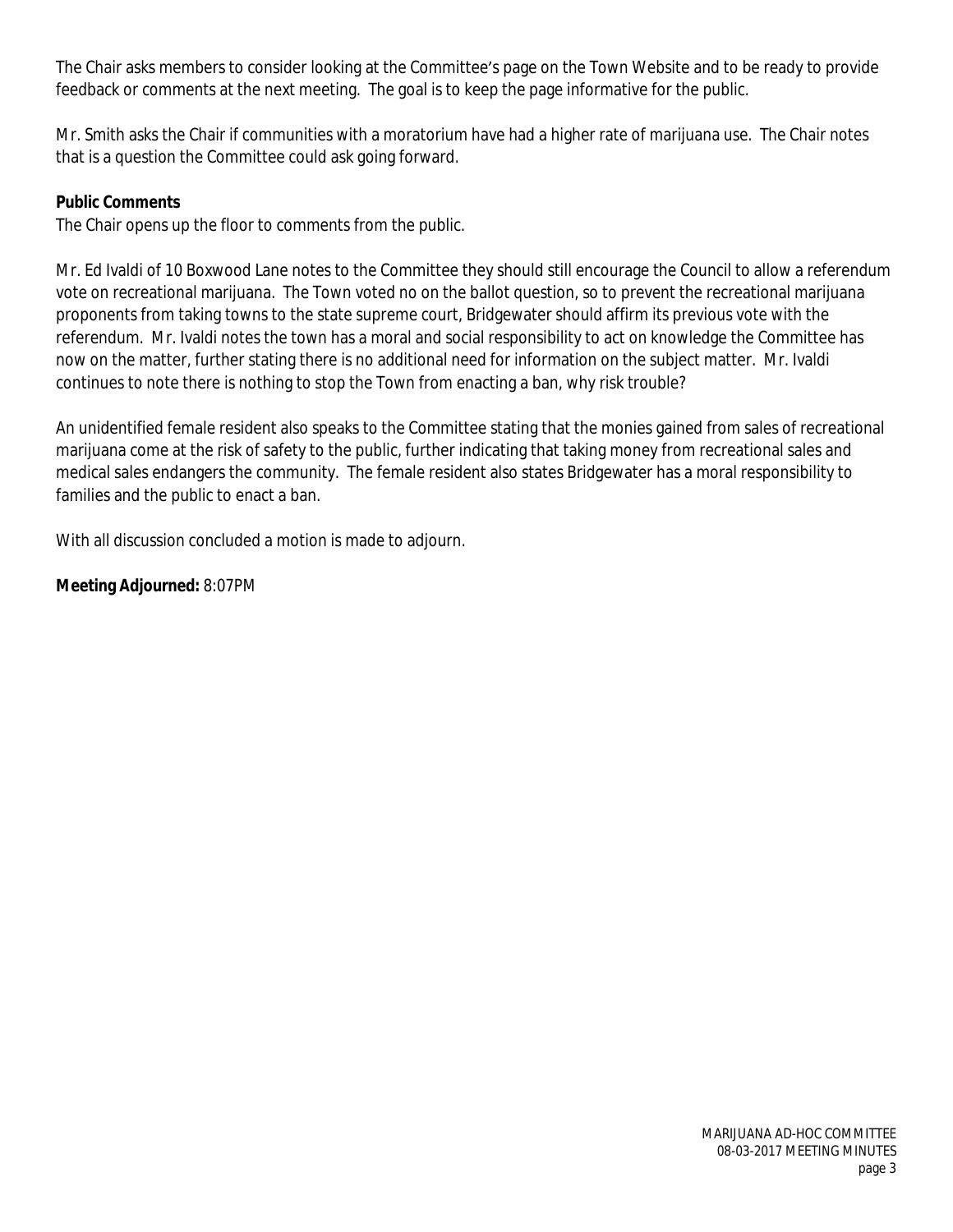The Chair asks members to consider looking at the Committee's page on the Town Website and to be ready to provide feedback or comments at the next meeting. The goal is to keep the page informative for the public.

Mr. Smith asks the Chair if communities with a moratorium have had a higher rate of marijuana use. The Chair notes that is a question the Committee could ask going forward.

**Public Comments**
The Chair opens up the floor to comments from the public.

Mr. Ed Ivaldi of 10 Boxwood Lane notes to the Committee they should still encourage the Council to allow a referendum vote on recreational marijuana. The Town voted no on the ballot question, so to prevent the recreational marijuana proponents from taking towns to the state supreme court, Bridgewater should affirm its previous vote with the referendum. Mr. Ivaldi notes the town has a moral and social responsibility to act on knowledge the Committee has now on the matter, further stating there is no additional need for information on the subject matter. Mr. Ivaldi continues to note there is nothing to stop the Town from enacting a ban, why risk trouble?

An unidentified female resident also speaks to the Committee stating that the monies gained from sales of recreational marijuana come at the risk of safety to the public, further indicating that taking money from recreational sales and medical sales endangers the community. The female resident also states Bridgewater has a moral responsibility to families and the public to enact a ban.

With all discussion concluded a motion is made to adjourn.

**Meeting Adjourned:** 8:07PM